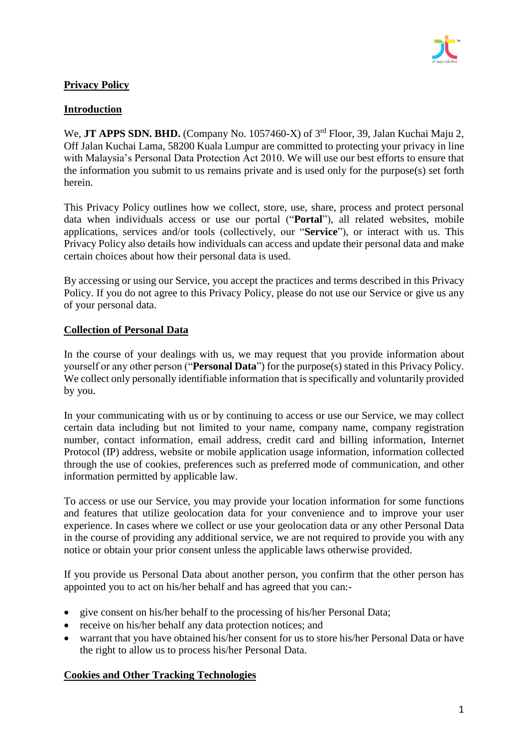# Privacy Policy

## Introduction

We, **JT APPS SDN. BHD.** (Company No. 1057460-X) of 3rd Floor, 39, Jalan Kuchai Maju 2, Off Jalan Kuchai Lama, 58200 Kuala Lumpur are committed to protecting your privacy in line with Malaysia's Personal Data Protection Act 2010. We will use our best efforts to ensure that the information you submit to us remains private and is used only for the purpose(s) set forth herein.

This Privacy Policy outlines how we collect, store, use, share, process and protect personal data when individuals access or use our portal ("**Portal**"), all related websites, mobile applications, services and/or tools (collectively, our "**Service**"), or interact with us. This Privacy Policy also details how individuals can access and update their personal data and make certain choices about how their personal data is used.

By accessing or using our Service, you accept the practices and terms described in this Privacy Policy. If you do not agree to this Privacy Policy, please do not use our Service or give us any of your personal data.

## Collection of Personal Data

In the course of your dealings with us, we may request that you provide information about yourself or any other person ("**Personal Data**") for the purpose(s) stated in this Privacy Policy. We collect only personally identifiable information that is specifically and voluntarily provided by you.

In your communicating with us or by continuing to access or use our Service, we may collect certain data including but not limited to your name, company name, company registration number, contact information, email address, credit card and billing information, Internet Protocol (IP) address, website or mobile application usage information, information collected through the use of cookies, preferences such as preferred mode of communication, and other information permitted by applicable law.

To access or use our Service, you may provide your location information for some functions and features that utilize geolocation data for your convenience and to improve your user experience. In cases where we collect or use your geolocation data or any other Personal Data in the course of providing any additional service, we are not required to provide you with any notice or obtain your prior consent unless the applicable laws otherwise provided.

If you provide us Personal Data about another person, you confirm that the other person has appointed you to act on his/her behalf and has agreed that you can:-

- give consent on his/her behalf to the processing of his/her Personal Data;
- receive on his/her behalf any data protection notices; and
- warrant that you have obtained his/her consent for us to store his/her Personal Data or have the right to allow us to process his/her Personal Data.

## Cookies and Other Tracking Technologies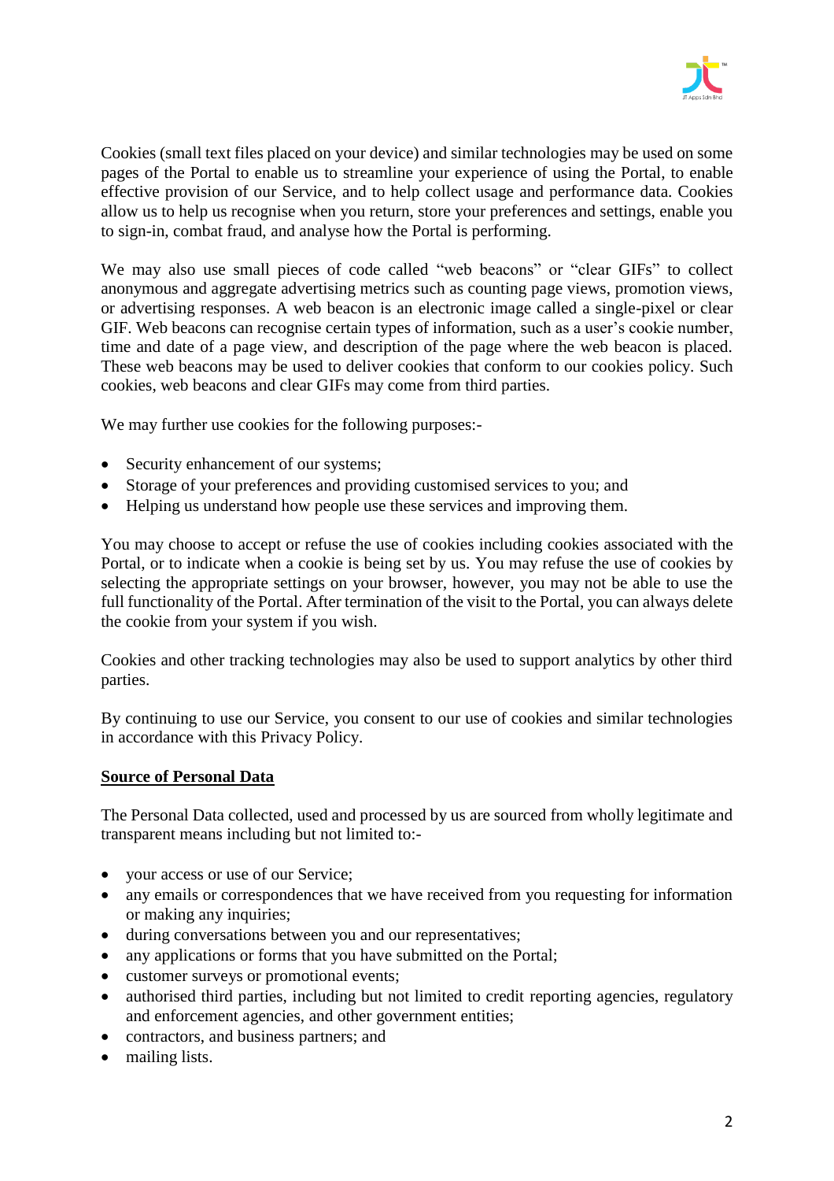Cookies (small text files placed on your device) and similar technologies may be used on some pages of the Portal to enable us to streamline your experience of using the Portal, to enable effective provision of our Service, and to help collect usage and performance data. Cookies allow us to help us recognise when you return, store your preferences and settings, enable you to sign-in, combat fraud, and analyse how the Portal is performing.

We may also use small pieces of code called "web beacons" or "clear GIFs" to collect anonymous and aggregate advertising metrics such as counting page views, promotion views, or advertising responses. A web beacon is an electronic image called a single-pixel or clear GIF. Web beacons can recognise certain types of information, such as a user's cookie number, time and date of a page view, and description of the page where the web beacon is placed. These web beacons may be used to deliver cookies that conform to our cookies policy. Such cookies, web beacons and clear GIFs may come from third parties.

We may further use cookies for the following purposes:-

- Security enhancement of our systems;
- Storage of your preferences and providing customised services to you; and
- Helping us understand how people use these services and improving them.

You may choose to accept or refuse the use of cookies including cookies associated with the Portal, or to indicate when a cookie is being set by us. You may refuse the use of cookies by selecting the appropriate settings on your browser, however, you may not be able to use the full functionality of the Portal. After termination of the visit to the Portal, you can always delete the cookie from your system if you wish.

Cookies and other tracking technologies may also be used to support analytics by other third parties.

By continuing to use our Service, you consent to our use of cookies and similar technologies in accordance with this Privacy Policy.

## Source of Personal Data

The Personal Data collected, used and processed by us are sourced from wholly legitimate and transparent means including but not limited to:-

- your access or use of our Service;
- any emails or correspondences that we have received from you requesting for information or making any inquiries;
- during conversations between you and our representatives;
- any applications or forms that you have submitted on the Portal;
- customer surveys or promotional events;
- authorised third parties, including but not limited to credit reporting agencies, regulatory and enforcement agencies, and other government entities;
- contractors, and business partners; and
- mailing lists.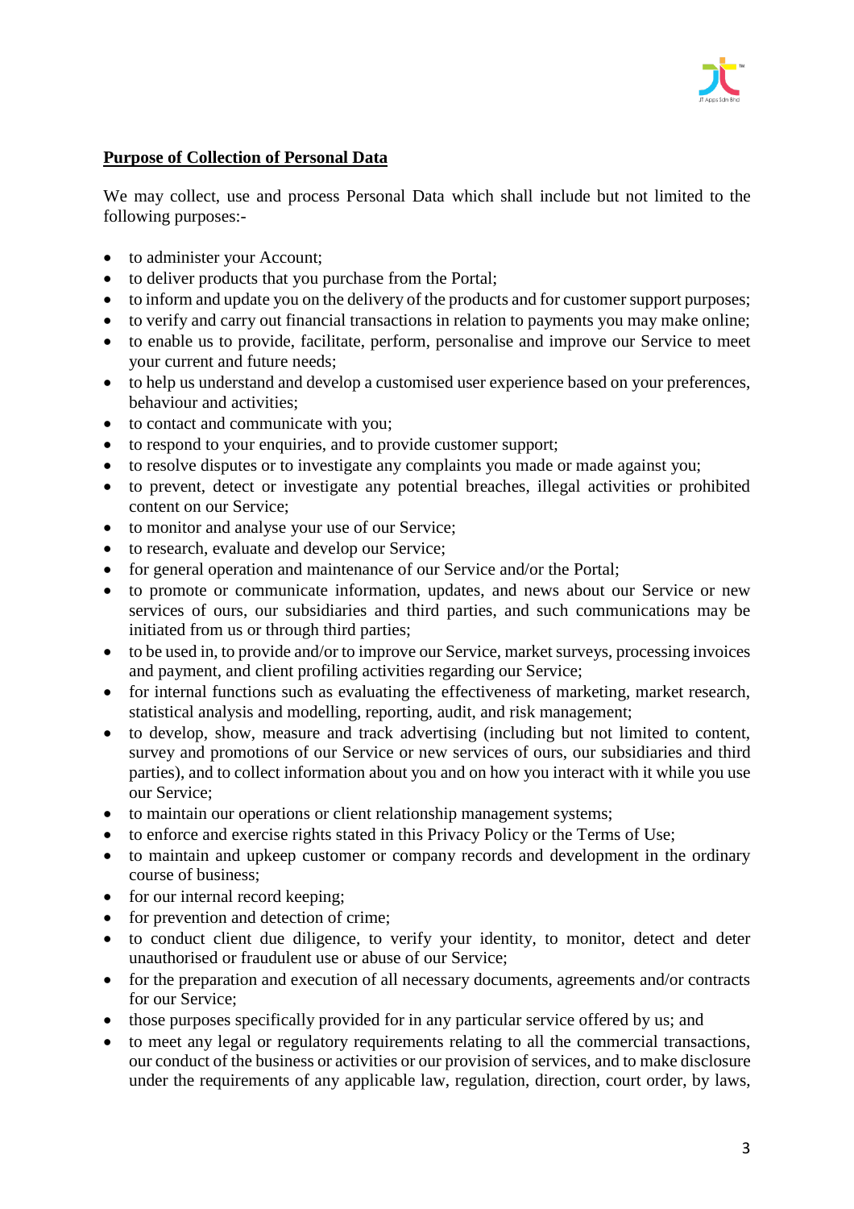**Purpose of Collection of Personal Data**

We may collect, use and process Personal Data which shall include but not limited to the following purposes:-

- to administer your Account;
- to deliver products that you purchase from the Portal;
- to inform and update you on the delivery of the products and for customer support purposes;
- to verify and carry out financial transactions in relation to payments you may make online;
- to enable us to provide, facilitate, perform, personalise and improve our Service to meet your current and future needs;
- to help us understand and develop a customised user experience based on your preferences, behaviour and activities;
- to contact and communicate with you;
- to respond to your enquiries, and to provide customer support;
- to resolve disputes or to investigate any complaints you made or made against you;
- to prevent, detect or investigate any potential breaches, illegal activities or prohibited content on our Service;
- to monitor and analyse your use of our Service;
- to research, evaluate and develop our Service;
- for general operation and maintenance of our Service and/or the Portal;
- to promote or communicate information, updates, and news about our Service or new services of ours, our subsidiaries and third parties, and such communications may be initiated from us or through third parties;
- to be used in, to provide and/or to improve our Service, market surveys, processing invoices and payment, and client profiling activities regarding our Service;
- for internal functions such as evaluating the effectiveness of marketing, market research, statistical analysis and modelling, reporting, audit, and risk management;
- to develop, show, measure and track advertising (including but not limited to content, survey and promotions of our Service or new services of ours, our subsidiaries and third parties), and to collect information about you and on how you interact with it while you use our Service;
- to maintain our operations or client relationship management systems;
- to enforce and exercise rights stated in this Privacy Policy or the Terms of Use;
- to maintain and upkeep customer or company records and development in the ordinary course of business;
- for our internal record keeping;
- for prevention and detection of crime;
- to conduct client due diligence, to verify your identity, to monitor, detect and deter unauthorised or fraudulent use or abuse of our Service;
- for the preparation and execution of all necessary documents, agreements and/or contracts for our Service;
- those purposes specifically provided for in any particular service offered by us; and
- to meet any legal or regulatory requirements relating to all the commercial transactions, our conduct of the business or activities or our provision of services, and to make disclosure under the requirements of any applicable law, regulation, direction, court order, by laws,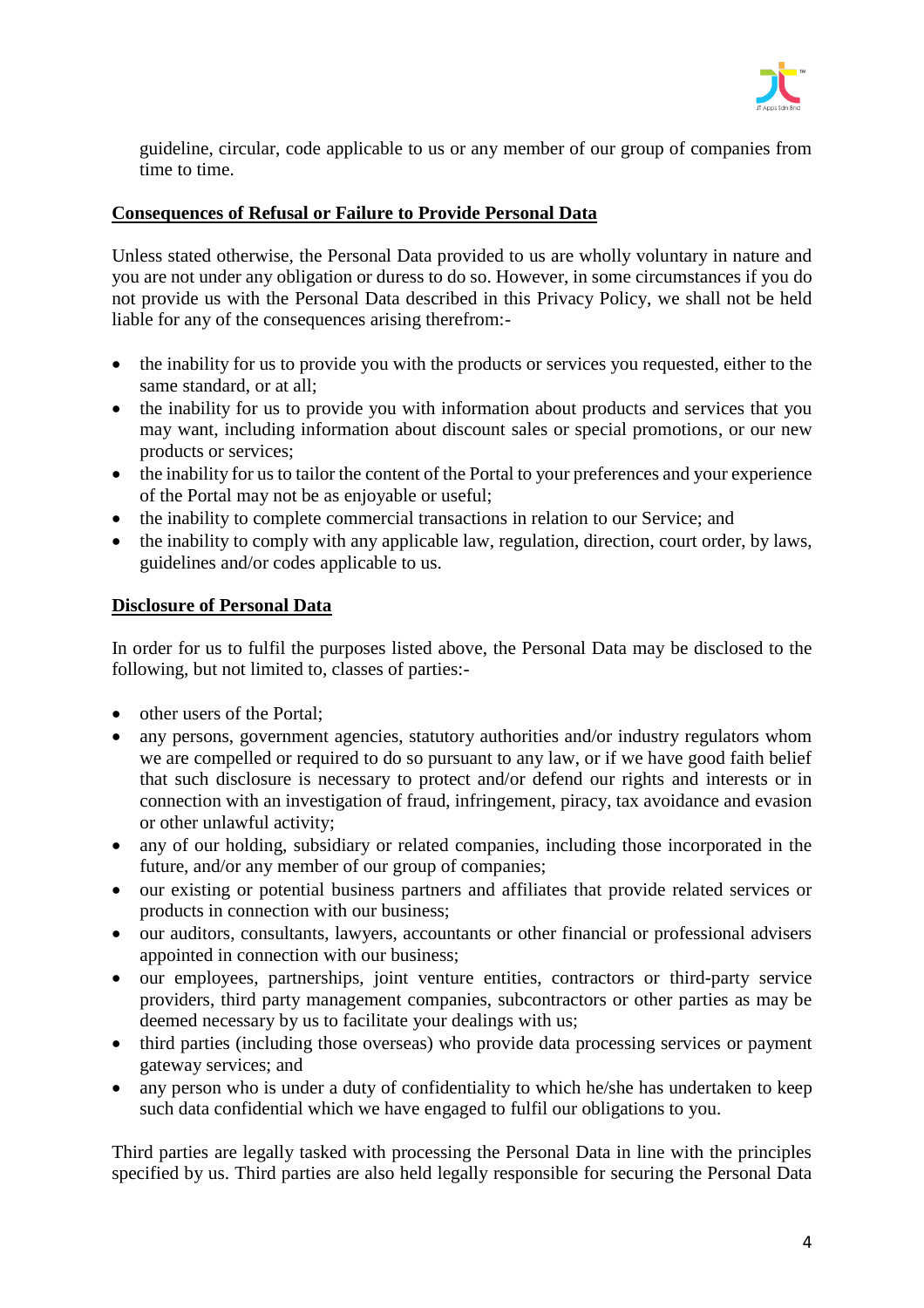guideline, circular, code applicable to us or any member of our group of companies from time to time.

**Consequences of Refusal or Failure to Provide Personal Data**

Unless stated otherwise, the Personal Data provided to us are wholly voluntary in nature and you are not under any obligation or duress to do so. However, in some circumstances if you do not provide us with the Personal Data described in this Privacy Policy, we shall not be held liable for any of the consequences arising therefrom:-

- the inability for us to provide you with the products or services you requested, either to the same standard, or at all;
- the inability for us to provide you with information about products and services that you may want, including information about discount sales or special promotions, or our new products or services;
- the inability for us to tailor the content of the Portal to your preferences and your experience of the Portal may not be as enjoyable or useful;
- the inability to complete commercial transactions in relation to our Service; and
- the inability to comply with any applicable law, regulation, direction, court order, by laws, guidelines and/or codes applicable to us.

**Disclosure of Personal Data**

In order for us to fulfil the purposes listed above, the Personal Data may be disclosed to the following, but not limited to, classes of parties:-

- other users of the Portal;
- any persons, government agencies, statutory authorities and/or industry regulators whom we are compelled or required to do so pursuant to any law, or if we have good faith belief that such disclosure is necessary to protect and/or defend our rights and interests or in connection with an investigation of fraud, infringement, piracy, tax avoidance and evasion or other unlawful activity;
- any of our holding, subsidiary or related companies, including those incorporated in the future, and/or any member of our group of companies;
- our existing or potential business partners and affiliates that provide related services or products in connection with our business;
- our auditors, consultants, lawyers, accountants or other financial or professional advisers appointed in connection with our business;
- our employees, partnerships, joint venture entities, contractors or third-party service providers, third party management companies, subcontractors or other parties as may be deemed necessary by us to facilitate your dealings with us;
- third parties (including those overseas) who provide data processing services or payment gateway services; and
- any person who is under a duty of confidentiality to which he/she has undertaken to keep such data confidential which we have engaged to fulfil our obligations to you.

Third parties are legally tasked with processing the Personal Data in line with the principles specified by us. Third parties are also held legally responsible for securing the Personal Data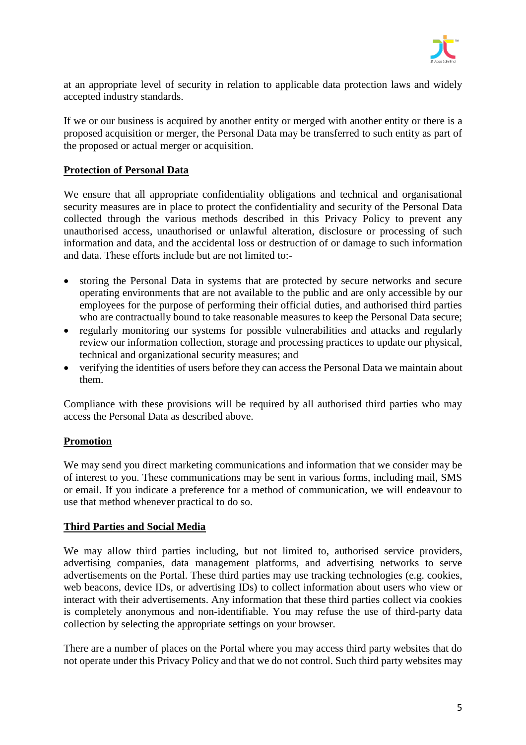at an appropriate level of security in relation to applicable data protection laws and widely accepted industry standards.

If we or our business is acquired by another entity or merged with another entity or there is a proposed acquisition or merger, the Personal Data may be transferred to such entity as part of the proposed or actual merger or acquisition.

**Protection of Personal Data**

We ensure that all appropriate confidentiality obligations and technical and organisational security measures are in place to protect the confidentiality and security of the Personal Data collected through the various methods described in this Privacy Policy to prevent any unauthorised access, unauthorised or unlawful alteration, disclosure or processing of such information and data, and the accidental loss or destruction of or damage to such information and data. These efforts include but are not limited to:-

- storing the Personal Data in systems that are protected by secure networks and secure operating environments that are not available to the public and are only accessible by our employees for the purpose of performing their official duties, and authorised third parties who are contractually bound to take reasonable measures to keep the Personal Data secure;
- regularly monitoring our systems for possible vulnerabilities and attacks and regularly review our information collection, storage and processing practices to update our physical, technical and organizational security measures; and
- verifying the identities of users before they can access the Personal Data we maintain about them.

Compliance with these provisions will be required by all authorised third parties who may access the Personal Data as described above.

**Promotion**

We may send you direct marketing communications and information that we consider may be of interest to you. These communications may be sent in various forms, including mail, SMS or email. If you indicate a preference for a method of communication, we will endeavour to use that method whenever practical to do so.

**Third Parties and Social Media**

We may allow third parties including, but not limited to, authorised service providers, advertising companies, data management platforms, and advertising networks to serve advertisements on the Portal. These third parties may use tracking technologies (e.g. cookies, web beacons, device IDs, or advertising IDs) to collect information about users who view or interact with their advertisements. Any information that these third parties collect via cookies is completely anonymous and non-identifiable. You may refuse the use of third-party data collection by selecting the appropriate settings on your browser.

There are a number of places on the Portal where you may access third party websites that do not operate under this Privacy Policy and that we do not control. Such third party websites may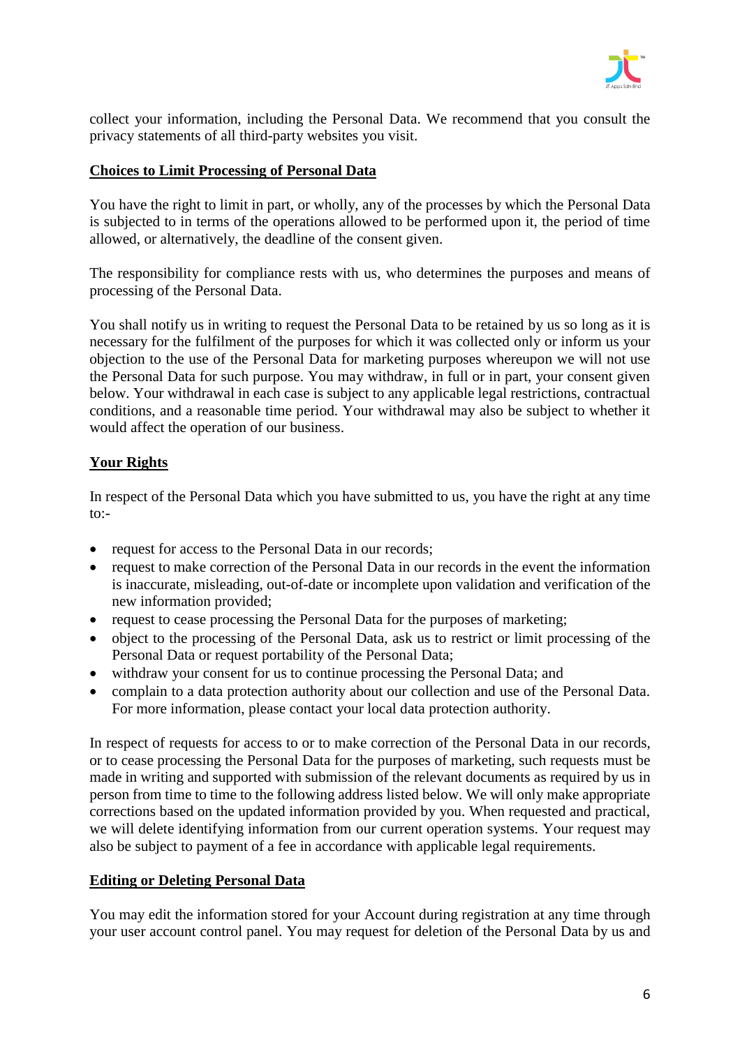collect your information, including the Personal Data. We recommend that you consult the privacy statements of all third-party websites you visit.

**Choices to Limit Processing of Personal Data**

You have the right to limit in part, or wholly, any of the processes by which the Personal Data is subjected to in terms of the operations allowed to be performed upon it, the period of time allowed, or alternatively, the deadline of the consent given.

The responsibility for compliance rests with us, who determines the purposes and means of processing of the Personal Data.

You shall notify us in writing to request the Personal Data to be retained by us so long as it is necessary for the fulfilment of the purposes for which it was collected only or inform us your objection to the use of the Personal Data for marketing purposes whereupon we will not use the Personal Data for such purpose. You may withdraw, in full or in part, your consent given below. Your withdrawal in each case is subject to any applicable legal restrictions, contractual conditions, and a reasonable time period. Your withdrawal may also be subject to whether it would affect the operation of our business.

**Your Rights**

In respect of the Personal Data which you have submitted to us, you have the right at any time to:-

- request for access to the Personal Data in our records;
- request to make correction of the Personal Data in our records in the event the information is inaccurate, misleading, out-of-date or incomplete upon validation and verification of the new information provided;
- request to cease processing the Personal Data for the purposes of marketing;
- object to the processing of the Personal Data, ask us to restrict or limit processing of the Personal Data or request portability of the Personal Data;
- withdraw your consent for us to continue processing the Personal Data; and
- complain to a data protection authority about our collection and use of the Personal Data. For more information, please contact your local data protection authority.

In respect of requests for access to or to make correction of the Personal Data in our records, or to cease processing the Personal Data for the purposes of marketing, such requests must be made in writing and supported with submission of the relevant documents as required by us in person from time to time to the following address listed below. We will only make appropriate corrections based on the updated information provided by you. When requested and practical, we will delete identifying information from our current operation systems. Your request may also be subject to payment of a fee in accordance with applicable legal requirements.

**Editing or Deleting Personal Data**

You may edit the information stored for your Account during registration at any time through your user account control panel. You may request for deletion of the Personal Data by us and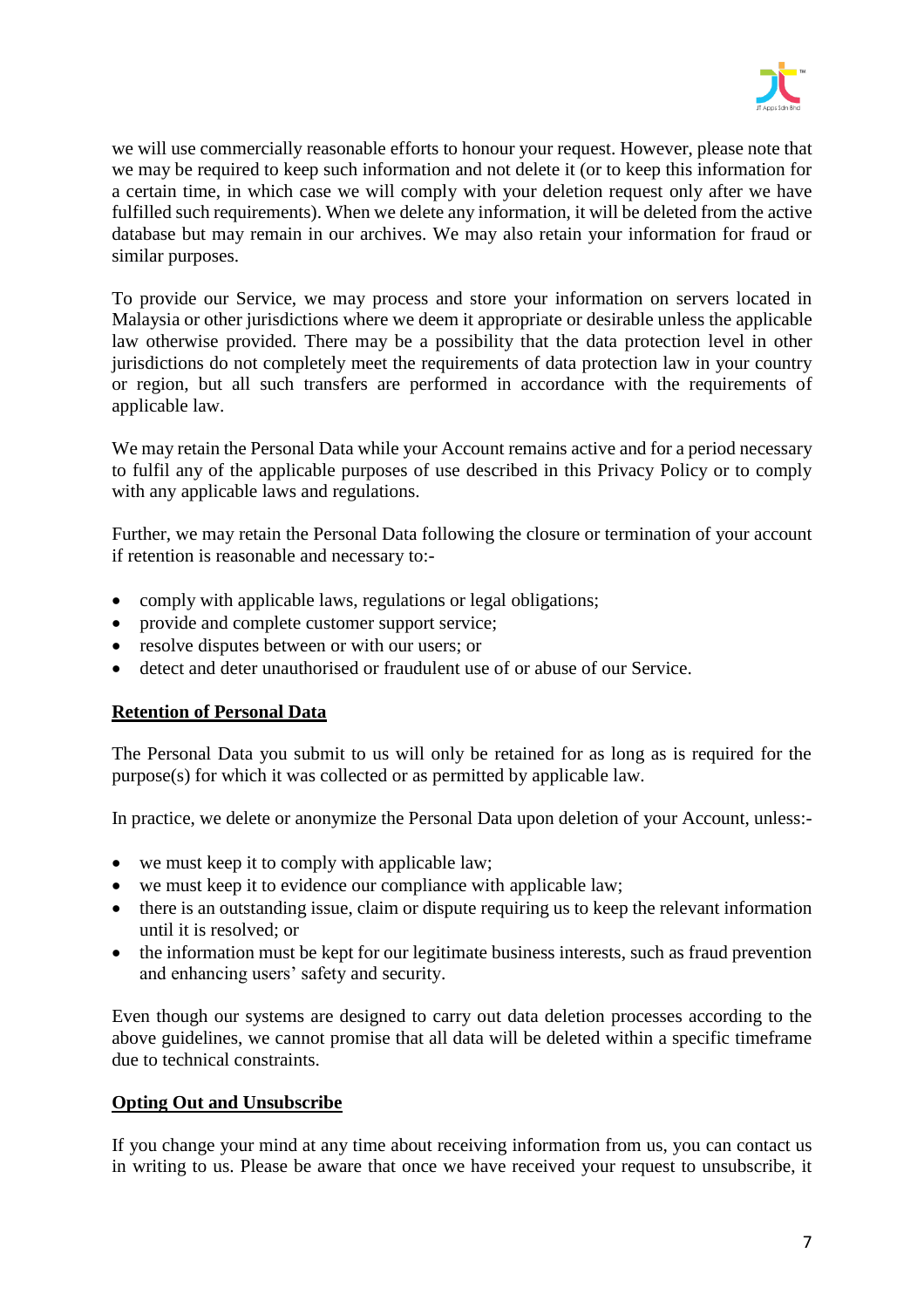we will use commercially reasonable efforts to honour your request. However, please note that we may be required to keep such information and not delete it (or to keep this information for a certain time, in which case we will comply with your deletion request only after we have fulfilled such requirements). When we delete any information, it will be deleted from the active database but may remain in our archives. We may also retain your information for fraud or similar purposes.

To provide our Service, we may process and store your information on servers located in Malaysia or other jurisdictions where we deem it appropriate or desirable unless the applicable law otherwise provided. There may be a possibility that the data protection level in other jurisdictions do not completely meet the requirements of data protection law in your country or region, but all such transfers are performed in accordance with the requirements of applicable law.

We may retain the Personal Data while your Account remains active and for a period necessary to fulfil any of the applicable purposes of use described in this Privacy Policy or to comply with any applicable laws and regulations.

Further, we may retain the Personal Data following the closure or termination of your account if retention is reasonable and necessary to:-

- comply with applicable laws, regulations or legal obligations;
- provide and complete customer support service;
- resolve disputes between or with our users; or
- detect and deter unauthorised or fraudulent use of or abuse of our Service.

**Retention of Personal Data**

The Personal Data you submit to us will only be retained for as long as is required for the purpose(s) for which it was collected or as permitted by applicable law.

In practice, we delete or anonymize the Personal Data upon deletion of your Account, unless:-

- we must keep it to comply with applicable law;
- we must keep it to evidence our compliance with applicable law;
- there is an outstanding issue, claim or dispute requiring us to keep the relevant information until it is resolved; or
- the information must be kept for our legitimate business interests, such as fraud prevention and enhancing users' safety and security.

Even though our systems are designed to carry out data deletion processes according to the above guidelines, we cannot promise that all data will be deleted within a specific timeframe due to technical constraints.

**Opting Out and Unsubscribe**

If you change your mind at any time about receiving information from us, you can contact us in writing to us. Please be aware that once we have received your request to unsubscribe, it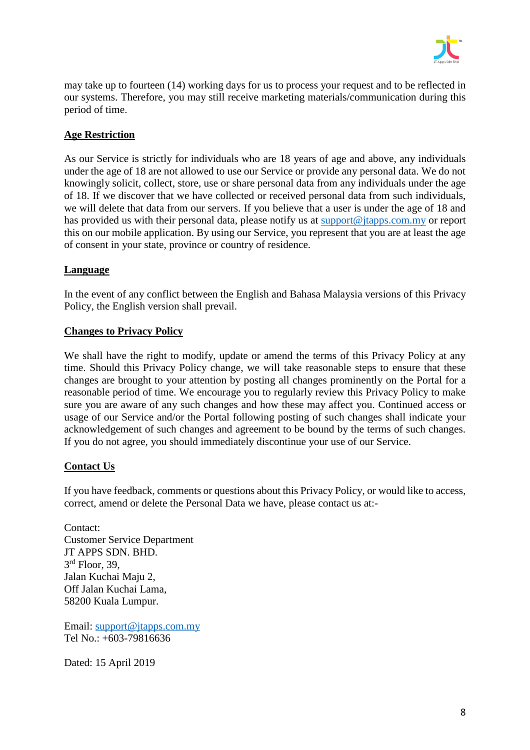may take up to fourteen (14) working days for us to process your request and to be reflected in our systems. Therefore, you may still receive marketing materials/communication during this period of time.

## Age Restriction

As our Service is strictly for individuals who are 18 years of age and above, any individuals under the age of 18 are not allowed to use our Service or provide any personal data. We do not knowingly solicit, collect, store, use or share personal data from any individuals under the age of 18. If we discover that we have collected or received personal data from such individuals, we will delete that data from our servers. If you believe that a user is under the age of 18 and has provided us with their personal data, please notify us at support@jtapps.com.my or report this on our mobile application. By using our Service, you represent that you are at least the age of consent in your state, province or country of residence.

## Language

In the event of any conflict between the English and Bahasa Malaysia versions of this Privacy Policy, the English version shall prevail.

## Changes to Privacy Policy

We shall have the right to modify, update or amend the terms of this Privacy Policy at any time. Should this Privacy Policy change, we will take reasonable steps to ensure that these changes are brought to your attention by posting all changes prominently on the Portal for a reasonable period of time. We encourage you to regularly review this Privacy Policy to make sure you are aware of any such changes and how these may affect you. Continued access or usage of our Service and/or the Portal following posting of such changes shall indicate your acknowledgement of such changes and agreement to be bound by the terms of such changes. If you do not agree, you should immediately discontinue your use of our Service.

## Contact Us

If you have feedback, comments or questions about this Privacy Policy, or would like to access, correct, amend or delete the Personal Data we have, please contact us at:-

Contact:
Customer Service Department
JT APPS SDN. BHD.
3rd Floor, 39,
Jalan Kuchai Maju 2,
Off Jalan Kuchai Lama,
58200 Kuala Lumpur.

Email: support@jtapps.com.my
Tel No.: +603-79816636

Dated: 15 April 2019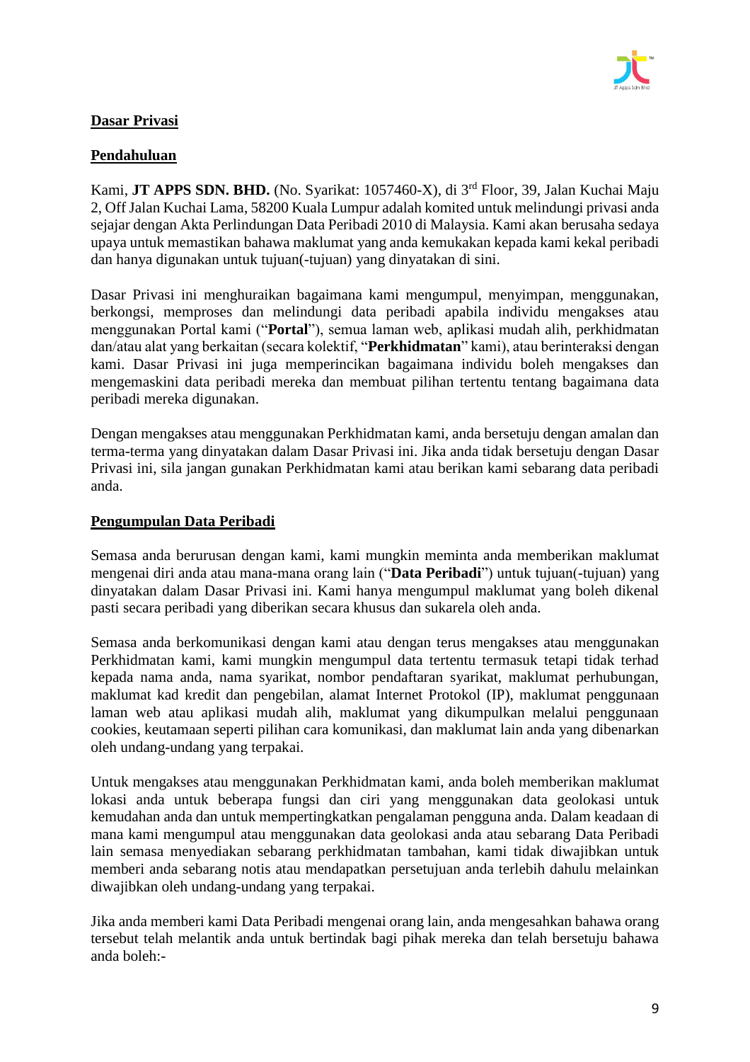**Dasar Privasi**

**Pendahuluan**

Kami, **JT APPS SDN. BHD.** (No. Syarikat: 1057460-X), di 3rd Floor, 39, Jalan Kuchai Maju 2, Off Jalan Kuchai Lama, 58200 Kuala Lumpur adalah komited untuk melindungi privasi anda sejajar dengan Akta Perlindungan Data Peribadi 2010 di Malaysia. Kami akan berusaha sedaya upaya untuk memastikan bahawa maklumat yang anda kemukakan kepada kami kekal peribadi dan hanya digunakan untuk tujuan(-tujuan) yang dinyatakan di sini.

Dasar Privasi ini menghuraikan bagaimana kami mengumpul, menyimpan, menggunakan, berkongsi, memproses dan melindungi data peribadi apabila individu mengakses atau menggunakan Portal kami ("**Portal**"), semua laman web, aplikasi mudah alih, perkhidmatan dan/atau alat yang berkaitan (secara kolektif, "**Perkhidmatan**" kami), atau berinteraksi dengan kami. Dasar Privasi ini juga memperincikan bagaimana individu boleh mengakses dan mengemaskini data peribadi mereka dan membuat pilihan tertentu tentang bagaimana data peribadi mereka digunakan.

Dengan mengakses atau menggunakan Perkhidmatan kami, anda bersetuju dengan amalan dan terma-terma yang dinyatakan dalam Dasar Privasi ini. Jika anda tidak bersetuju dengan Dasar Privasi ini, sila jangan gunakan Perkhidmatan kami atau berikan kami sebarang data peribadi anda.

**Pengumpulan Data Peribadi**

Semasa anda berurusan dengan kami, kami mungkin meminta anda memberikan maklumat mengenai diri anda atau mana-mana orang lain ("**Data Peribadi**") untuk tujuan(-tujuan) yang dinyatakan dalam Dasar Privasi ini. Kami hanya mengumpul maklumat yang boleh dikenal pasti secara peribadi yang diberikan secara khusus dan sukarela oleh anda.

Semasa anda berkomunikasi dengan kami atau dengan terus mengakses atau menggunakan Perkhidmatan kami, kami mungkin mengumpul data tertentu termasuk tetapi tidak terhad kepada nama anda, nama syarikat, nombor pendaftaran syarikat, maklumat perhubungan, maklumat kad kredit dan pengebilan, alamat Internet Protokol (IP), maklumat penggunaan laman web atau aplikasi mudah alih, maklumat yang dikumpulkan melalui penggunaan cookies, keutamaan seperti pilihan cara komunikasi, dan maklumat lain anda yang dibenarkan oleh undang-undang yang terpakai.

Untuk mengakses atau menggunakan Perkhidmatan kami, anda boleh memberikan maklumat lokasi anda untuk beberapa fungsi dan ciri yang menggunakan data geolokasi untuk kemudahan anda dan untuk mempertingkatkan pengalaman pengguna anda. Dalam keadaan di mana kami mengumpul atau menggunakan data geolokasi anda atau sebarang Data Peribadi lain semasa menyediakan sebarang perkhidmatan tambahan, kami tidak diwajibkan untuk memberi anda sebarang notis atau mendapatkan persetujuan anda terlebih dahulu melainkan diwajibkan oleh undang-undang yang terpakai.

Jika anda memberi kami Data Peribadi mengenai orang lain, anda mengesahkan bahawa orang tersebut telah melantik anda untuk bertindak bagi pihak mereka dan telah bersetuju bahawa anda boleh:-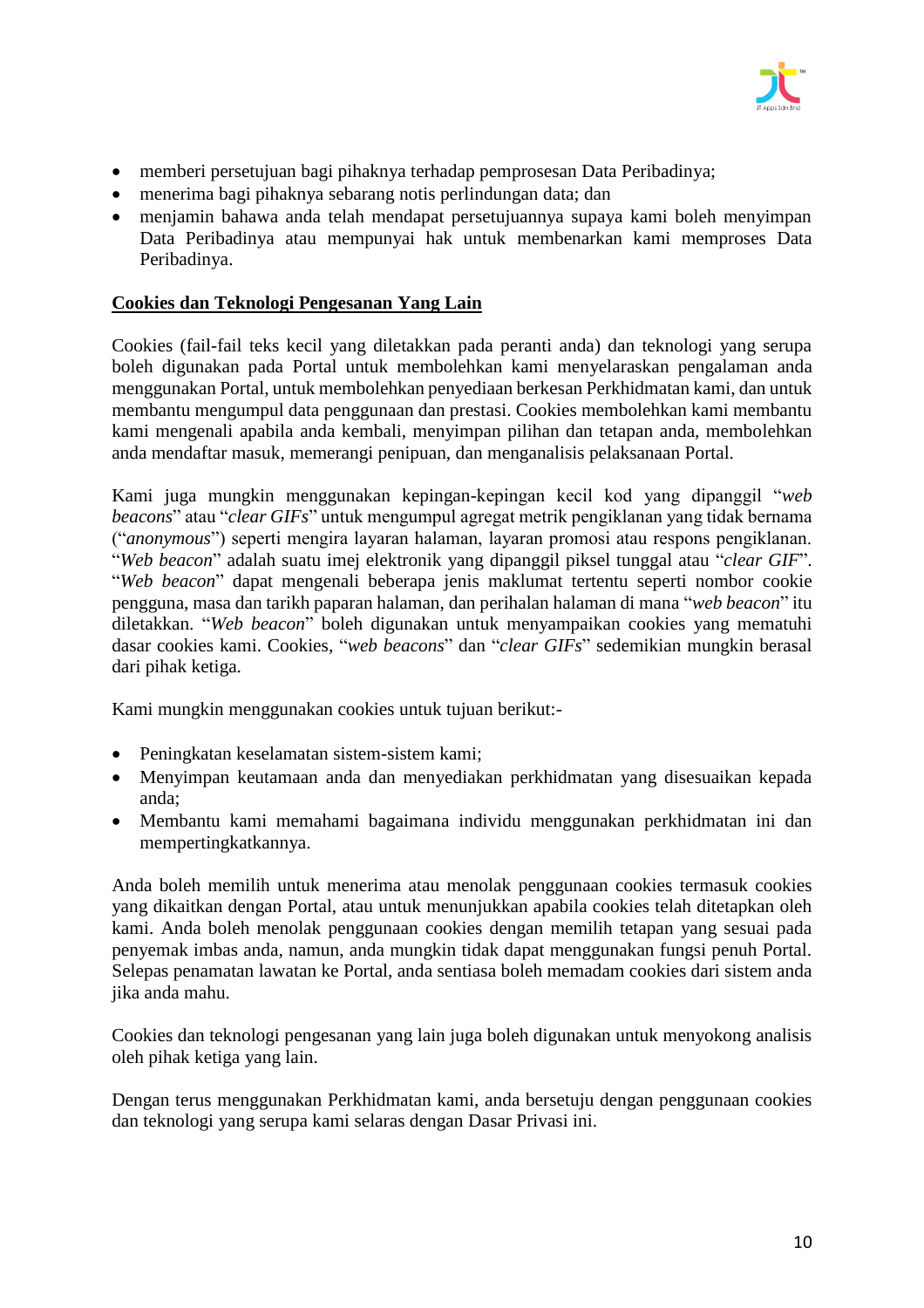- memberi persetujuan bagi pihaknya terhadap pemprosesan Data Peribadinya;
- menerima bagi pihaknya sebarang notis perlindungan data; dan
- menjamin bahawa anda telah mendapat persetujuannya supaya kami boleh menyimpan Data Peribadinya atau mempunyai hak untuk membenarkan kami memproses Data Peribadinya.

**Cookies dan Teknologi Pengesanan Yang Lain**

Cookies (fail-fail teks kecil yang diletakkan pada peranti anda) dan teknologi yang serupa boleh digunakan pada Portal untuk membolehkan kami menyelaraskan pengalaman anda menggunakan Portal, untuk membolehkan penyediaan berkesan Perkhidmatan kami, dan untuk membantu mengumpul data penggunaan dan prestasi. Cookies membolehkan kami membantu kami mengenali apabila anda kembali, menyimpan pilihan dan tetapan anda, membolehkan anda mendaftar masuk, memerangi penipuan, dan menganalisis pelaksanaan Portal.

Kami juga mungkin menggunakan kepingan-kepingan kecil kod yang dipanggil "*web beacons*" atau "*clear GIFs*" untuk mengumpul agregat metrik pengiklanan yang tidak bernama ("*anonymous*") seperti mengira layaran halaman, layaran promosi atau respons pengiklanan. "*Web beacon*" adalah suatu imej elektronik yang dipanggil piksel tunggal atau "*clear GIF*". "*Web beacon*" dapat mengenali beberapa jenis maklumat tertentu seperti nombor cookie pengguna, masa dan tarikh paparan halaman, dan perihalan halaman di mana "*web beacon*" itu diletakkan. "*Web beacon*" boleh digunakan untuk menyampaikan cookies yang mematuhi dasar cookies kami. Cookies, "*web beacons*" dan "*clear GIFs*" sedemikian mungkin berasal dari pihak ketiga.

Kami mungkin menggunakan cookies untuk tujuan berikut:-

- Peningkatan keselamatan sistem-sistem kami;
- Menyimpan keutamaan anda dan menyediakan perkhidmatan yang disesuaikan kepada anda;
- Membantu kami memahami bagaimana individu menggunakan perkhidmatan ini dan mempertingkatkannya.

Anda boleh memilih untuk menerima atau menolak penggunaan cookies termasuk cookies yang dikaitkan dengan Portal, atau untuk menunjukkan apabila cookies telah ditetapkan oleh kami. Anda boleh menolak penggunaan cookies dengan memilih tetapan yang sesuai pada penyemak imbas anda, namun, anda mungkin tidak dapat menggunakan fungsi penuh Portal. Selepas penamatan lawatan ke Portal, anda sentiasa boleh memadam cookies dari sistem anda jika anda mahu.

Cookies dan teknologi pengesanan yang lain juga boleh digunakan untuk menyokong analisis oleh pihak ketiga yang lain.

Dengan terus menggunakan Perkhidmatan kami, anda bersetuju dengan penggunaan cookies dan teknologi yang serupa kami selaras dengan Dasar Privasi ini.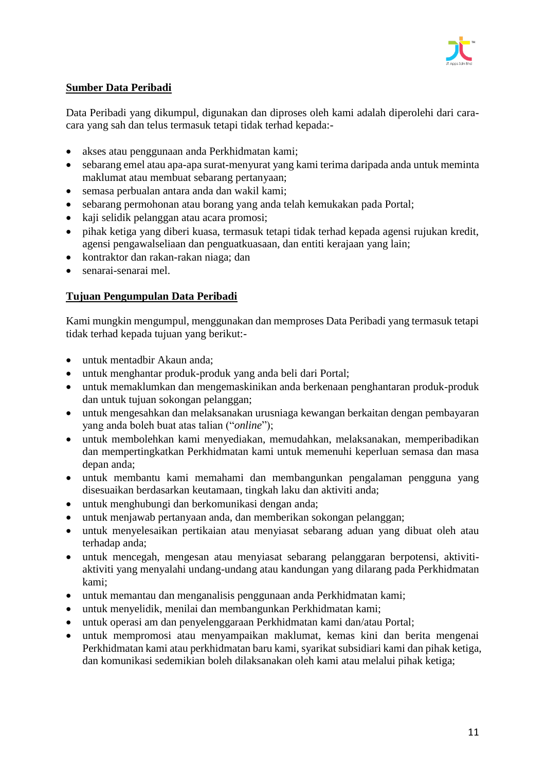**Sumber Data Peribadi**

Data Peribadi yang dikumpul, digunakan dan diproses oleh kami adalah diperolehi dari cara-cara yang sah dan telus termasuk tetapi tidak terhad kepada:-

- akses atau penggunaan anda Perkhidmatan kami;
- sebarang emel atau apa-apa surat-menyurat yang kami terima daripada anda untuk meminta maklumat atau membuat sebarang pertanyaan;
- semasa perbualan antara anda dan wakil kami;
- sebarang permohonan atau borang yang anda telah kemukakan pada Portal;
- kaji selidik pelanggan atau acara promosi;
- pihak ketiga yang diberi kuasa, termasuk tetapi tidak terhad kepada agensi rujukan kredit, agensi pengawalseliaan dan penguatkuasaan, dan entiti kerajaan yang lain;
- kontraktor dan rakan-rakan niaga; dan
- senarai-senarai mel.

**Tujuan Pengumpulan Data Peribadi**

Kami mungkin mengumpul, menggunakan dan memproses Data Peribadi yang termasuk tetapi tidak terhad kepada tujuan yang berikut:-

- untuk mentadbir Akaun anda;
- untuk menghantar produk-produk yang anda beli dari Portal;
- untuk memaklumkan dan mengemaskinikan anda berkenaan penghantaran produk-produk dan untuk tujuan sokongan pelanggan;
- untuk mengesahkan dan melaksanakan urusniaga kewangan berkaitan dengan pembayaran yang anda boleh buat atas talian ("*online*");
- untuk membolehkan kami menyediakan, memudahkan, melaksanakan, memperibadikan dan mempertingkatkan Perkhidmatan kami untuk memenuhi keperluan semasa dan masa depan anda;
- untuk membantu kami memahami dan membangunkan pengalaman pengguna yang disesuaikan berdasarkan keutamaan, tingkah laku dan aktiviti anda;
- untuk menghubungi dan berkomunikasi dengan anda;
- untuk menjawab pertanyaan anda, dan memberikan sokongan pelanggan;
- untuk menyelesaikan pertikaian atau menyiasat sebarang aduan yang dibuat oleh atau terhadap anda;
- untuk mencegah, mengesan atau menyiasat sebarang pelanggaran berpotensi, aktiviti-aktiviti yang menyalahi undang-undang atau kandungan yang dilarang pada Perkhidmatan kami;
- untuk memantau dan menganalisis penggunaan anda Perkhidmatan kami;
- untuk menyelidik, menilai dan membangunkan Perkhidmatan kami;
- untuk operasi am dan penyelenggaraan Perkhidmatan kami dan/atau Portal;
- untuk mempromosi atau menyampaikan maklumat, kemas kini dan berita mengenai Perkhidmatan kami atau perkhidmatan baru kami, syarikat subsidiari kami dan pihak ketiga, dan komunikasi sedemikian boleh dilaksanakan oleh kami atau melalui pihak ketiga;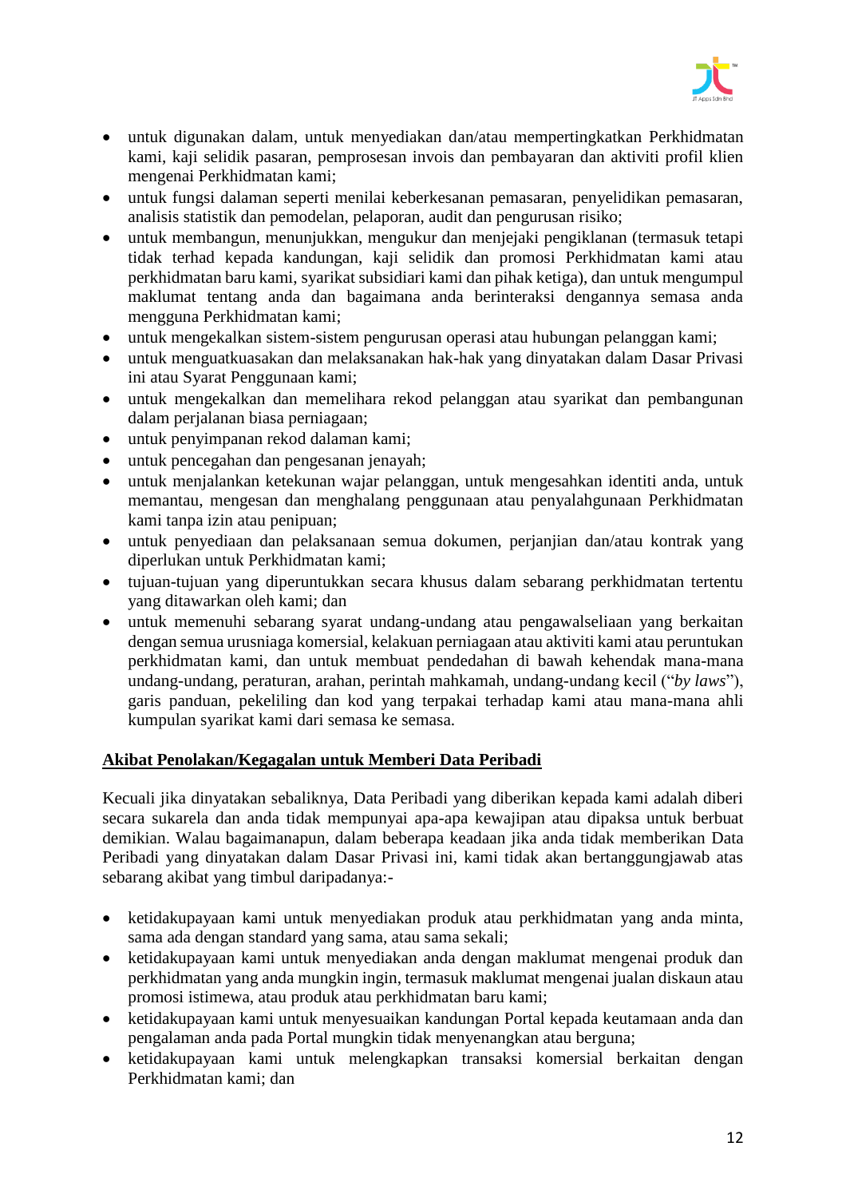- untuk digunakan dalam, untuk menyediakan dan/atau mempertingkatkan Perkhidmatan kami, kaji selidik pasaran, pemprosesan invois dan pembayaran dan aktiviti profil klien mengenai Perkhidmatan kami;
- untuk fungsi dalaman seperti menilai keberkesanan pemasaran, penyelidikan pemasaran, analisis statistik dan pemodelan, pelaporan, audit dan pengurusan risiko;
- untuk membangun, menunjukkan, mengukur dan menjejaki pengiklanan (termasuk tetapi tidak terhad kepada kandungan, kaji selidik dan promosi Perkhidmatan kami atau perkhidmatan baru kami, syarikat subsidiari kami dan pihak ketiga), dan untuk mengumpul maklumat tentang anda dan bagaimana anda berinteraksi dengannya semasa anda mengguna Perkhidmatan kami;
- untuk mengekalkan sistem-sistem pengurusan operasi atau hubungan pelanggan kami;
- untuk menguatkuasakan dan melaksanakan hak-hak yang dinyatakan dalam Dasar Privasi ini atau Syarat Penggunaan kami;
- untuk mengekalkan dan memelihara rekod pelanggan atau syarikat dan pembangunan dalam perjalanan biasa perniagaan;
- untuk penyimpanan rekod dalaman kami;
- untuk pencegahan dan pengesanan jenayah;
- untuk menjalankan ketekunan wajar pelanggan, untuk mengesahkan identiti anda, untuk memantau, mengesan dan menghalang penggunaan atau penyalahgunaan Perkhidmatan kami tanpa izin atau penipuan;
- untuk penyediaan dan pelaksanaan semua dokumen, perjanjian dan/atau kontrak yang diperlukan untuk Perkhidmatan kami;
- tujuan-tujuan yang diperuntukkan secara khusus dalam sebarang perkhidmatan tertentu yang ditawarkan oleh kami; dan
- untuk memenuhi sebarang syarat undang-undang atau pengawalseliaan yang berkaitan dengan semua urusniaga komersial, kelakuan perniagaan atau aktiviti kami atau peruntukan perkhidmatan kami, dan untuk membuat pendedahan di bawah kehendak mana-mana undang-undang, peraturan, arahan, perintah mahkamah, undang-undang kecil ("*by laws*"), garis panduan, pekeliling dan kod yang terpakai terhadap kami atau mana-mana ahli kumpulan syarikat kami dari semasa ke semasa.

**Akibat Penolakan/Kegagalan untuk Memberi Data Peribadi**

Kecuali jika dinyatakan sebaliknya, Data Peribadi yang diberikan kepada kami adalah diberi secara sukarela dan anda tidak mempunyai apa-apa kewajipan atau dipaksa untuk berbuat demikian. Walau bagaimanapun, dalam beberapa keadaan jika anda tidak memberikan Data Peribadi yang dinyatakan dalam Dasar Privasi ini, kami tidak akan bertanggungjawab atas sebarang akibat yang timbul daripadanya:-

- ketidakupayaan kami untuk menyediakan produk atau perkhidmatan yang anda minta, sama ada dengan standard yang sama, atau sama sekali;
- ketidakupayaan kami untuk menyediakan anda dengan maklumat mengenai produk dan perkhidmatan yang anda mungkin ingin, termasuk maklumat mengenai jualan diskaun atau promosi istimewa, atau produk atau perkhidmatan baru kami;
- ketidakupayaan kami untuk menyesuaikan kandungan Portal kepada keutamaan anda dan pengalaman anda pada Portal mungkin tidak menyenangkan atau berguna;
- ketidakupayaan kami untuk melengkapkan transaksi komersial berkaitan dengan Perkhidmatan kami; dan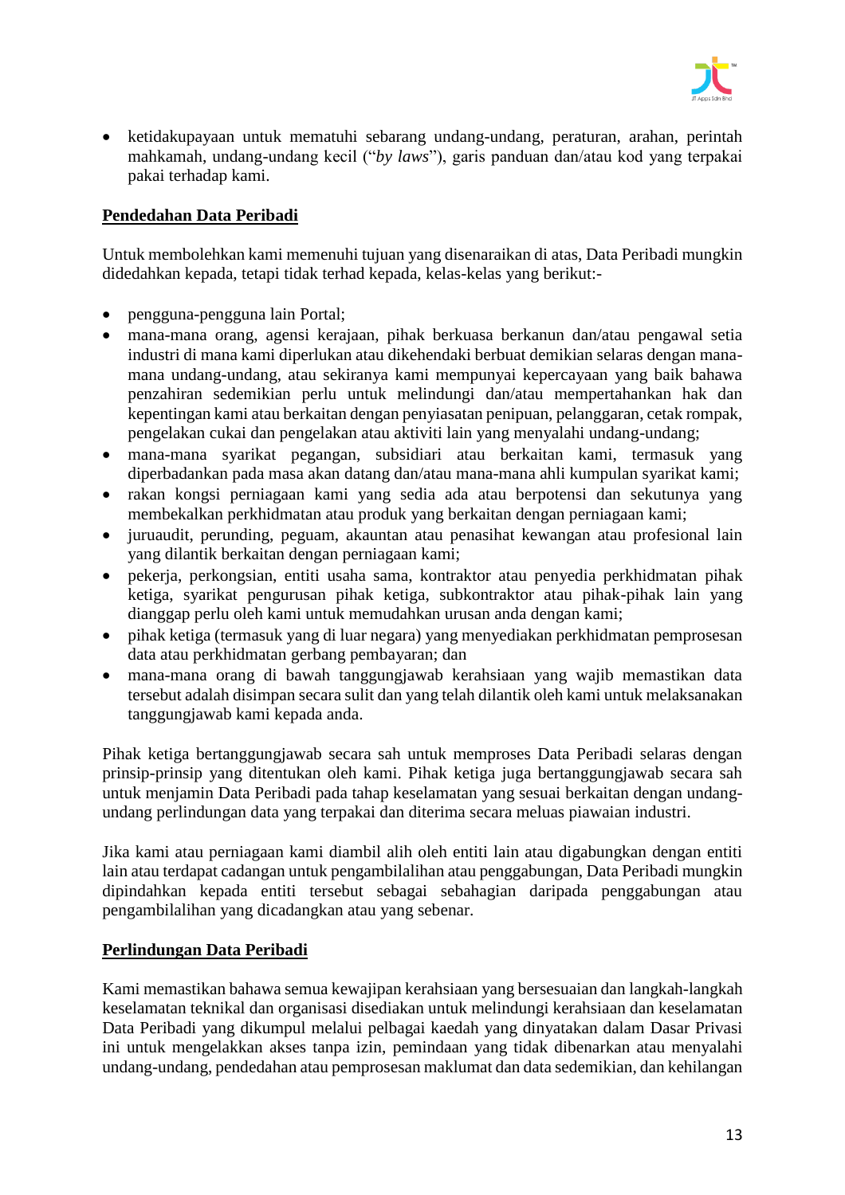- ketidakupayaan untuk mematuhi sebarang undang-undang, peraturan, arahan, perintah mahkamah, undang-undang kecil ("*by laws*"), garis panduan dan/atau kod yang terpakai pakai terhadap kami.

**Pendedahan Data Peribadi**

Untuk membolehkan kami memenuhi tujuan yang disenaraikan di atas, Data Peribadi mungkin didedahkan kepada, tetapi tidak terhad kepada, kelas-kelas yang berikut:-

- pengguna-pengguna lain Portal;
- mana-mana orang, agensi kerajaan, pihak berkuasa berkanun dan/atau pengawal setia industri di mana kami diperlukan atau dikehendaki berbuat demikian selaras dengan mana-mana undang-undang, atau sekiranya kami mempunyai kepercayaan yang baik bahawa penzahiran sedemikian perlu untuk melindungi dan/atau mempertahankan hak dan kepentingan kami atau berkaitan dengan penyiasatan penipuan, pelanggaran, cetak rompak, pengelakan cukai dan pengelakan atau aktiviti lain yang menyalahi undang-undang;
- mana-mana syarikat pegangan, subsidiari atau berkaitan kami, termasuk yang diperbadankan pada masa akan datang dan/atau mana-mana ahli kumpulan syarikat kami;
- rakan kongsi perniagaan kami yang sedia ada atau berpotensi dan sekutunya yang membekalkan perkhidmatan atau produk yang berkaitan dengan perniagaan kami;
- juruaudit, perunding, peguam, akauntan atau penasihat kewangan atau profesional lain yang dilantik berkaitan dengan perniagaan kami;
- pekerja, perkongsian, entiti usaha sama, kontraktor atau penyedia perkhidmatan pihak ketiga, syarikat pengurusan pihak ketiga, subkontraktor atau pihak-pihak lain yang dianggap perlu oleh kami untuk memudahkan urusan anda dengan kami;
- pihak ketiga (termasuk yang di luar negara) yang menyediakan perkhidmatan pemprosesan data atau perkhidmatan gerbang pembayaran; dan
- mana-mana orang di bawah tanggungjawab kerahsiaan yang wajib memastikan data tersebut adalah disimpan secara sulit dan yang telah dilantik oleh kami untuk melaksanakan tanggungjawab kami kepada anda.

Pihak ketiga bertanggungjawab secara sah untuk memproses Data Peribadi selaras dengan prinsip-prinsip yang ditentukan oleh kami. Pihak ketiga juga bertanggungjawab secara sah untuk menjamin Data Peribadi pada tahap keselamatan yang sesuai berkaitan dengan undang-undang perlindungan data yang terpakai dan diterima secara meluas piawaian industri.

Jika kami atau perniagaan kami diambil alih oleh entiti lain atau digabungkan dengan entiti lain atau terdapat cadangan untuk pengambilalihan atau penggabungan, Data Peribadi mungkin dipindahkan kepada entiti tersebut sebagai sebahagian daripada penggabungan atau pengambilalihan yang dicadangkan atau yang sebenar.

**Perlindungan Data Peribadi**

Kami memastikan bahawa semua kewajipan kerahsiaan yang bersesuaian dan langkah-langkah keselamatan teknikal dan organisasi disediakan untuk melindungi kerahsiaan dan keselamatan Data Peribadi yang dikumpul melalui pelbagai kaedah yang dinyatakan dalam Dasar Privasi ini untuk mengelakkan akses tanpa izin, pemindaan yang tidak dibenarkan atau menyalahi undang-undang, pendedahan atau pemprosesan maklumat dan data sedemikian, dan kehilangan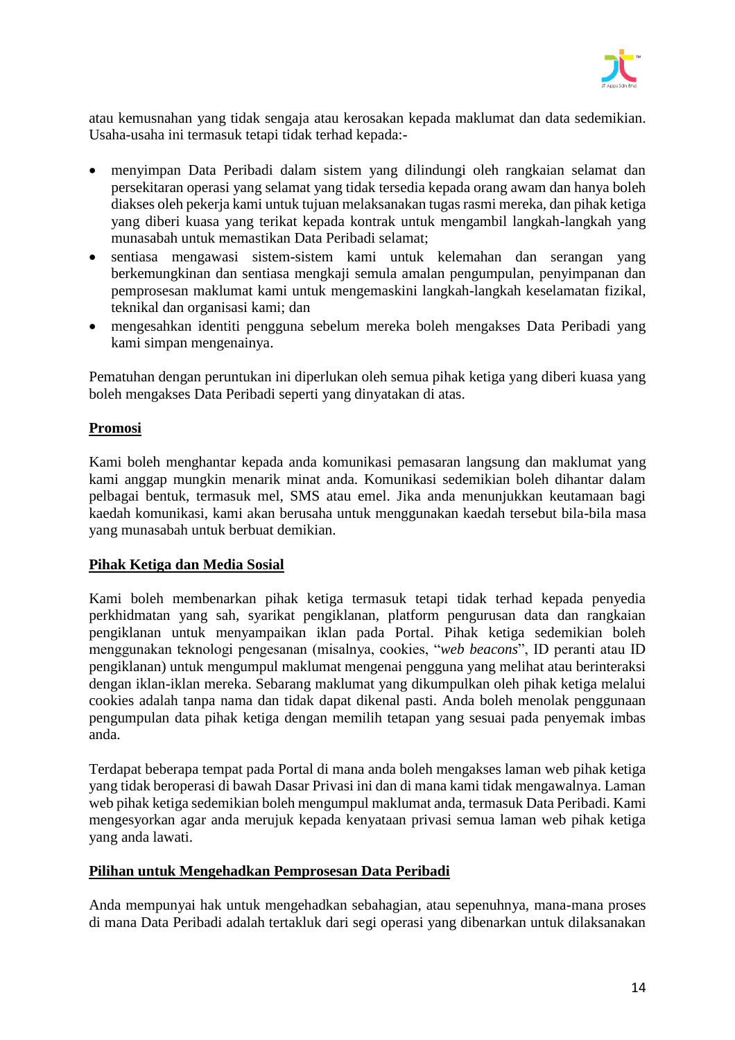atau kemusnahan yang tidak sengaja atau kerosakan kepada maklumat dan data sedemikian. Usaha-usaha ini termasuk tetapi tidak terhad kepada:-

- menyimpan Data Peribadi dalam sistem yang dilindungi oleh rangkaian selamat dan persekitaran operasi yang selamat yang tidak tersedia kepada orang awam dan hanya boleh diakses oleh pekerja kami untuk tujuan melaksanakan tugas rasmi mereka, dan pihak ketiga yang diberi kuasa yang terikat kepada kontrak untuk mengambil langkah-langkah yang munasabah untuk memastikan Data Peribadi selamat;
- sentiasa mengawasi sistem-sistem kami untuk kelemahan dan serangan yang berkemungkinan dan sentiasa mengkaji semula amalan pengumpulan, penyimpanan dan pemprosesan maklumat kami untuk mengemaskini langkah-langkah keselamatan fizikal, teknikal dan organisasi kami; dan
- mengesahkan identiti pengguna sebelum mereka boleh mengakses Data Peribadi yang kami simpan mengenainya.

Pematuhan dengan peruntukan ini diperlukan oleh semua pihak ketiga yang diberi kuasa yang boleh mengakses Data Peribadi seperti yang dinyatakan di atas.

**Promosi**

Kami boleh menghantar kepada anda komunikasi pemasaran langsung dan maklumat yang kami anggap mungkin menarik minat anda. Komunikasi sedemikian boleh dihantar dalam pelbagai bentuk, termasuk mel, SMS atau emel. Jika anda menunjukkan keutamaan bagi kaedah komunikasi, kami akan berusaha untuk menggunakan kaedah tersebut bila-bila masa yang munasabah untuk berbuat demikian.

**Pihak Ketiga dan Media Sosial**

Kami boleh membenarkan pihak ketiga termasuk tetapi tidak terhad kepada penyedia perkhidmatan yang sah, syarikat pengiklanan, platform pengurusan data dan rangkaian pengiklanan untuk menyampaikan iklan pada Portal. Pihak ketiga sedemikian boleh menggunakan teknologi pengesanan (misalnya, cookies, "*web beacons*", ID peranti atau ID pengiklanan) untuk mengumpul maklumat mengenai pengguna yang melihat atau berinteraksi dengan iklan-iklan mereka. Sebarang maklumat yang dikumpulkan oleh pihak ketiga melalui cookies adalah tanpa nama dan tidak dapat dikenal pasti. Anda boleh menolak penggunaan pengumpulan data pihak ketiga dengan memilih tetapan yang sesuai pada penyemak imbas anda.

Terdapat beberapa tempat pada Portal di mana anda boleh mengakses laman web pihak ketiga yang tidak beroperasi di bawah Dasar Privasi ini dan di mana kami tidak mengawalnya. Laman web pihak ketiga sedemikian boleh mengumpul maklumat anda, termasuk Data Peribadi. Kami mengesyorkan agar anda merujuk kepada kenyataan privasi semua laman web pihak ketiga yang anda lawati.

**Pilihan untuk Mengehadkan Pemprosesan Data Peribadi**

Anda mempunyai hak untuk mengehadkan sebahagian, atau sepenuhnya, mana-mana proses di mana Data Peribadi adalah tertakluk dari segi operasi yang dibenarkan untuk dilaksanakan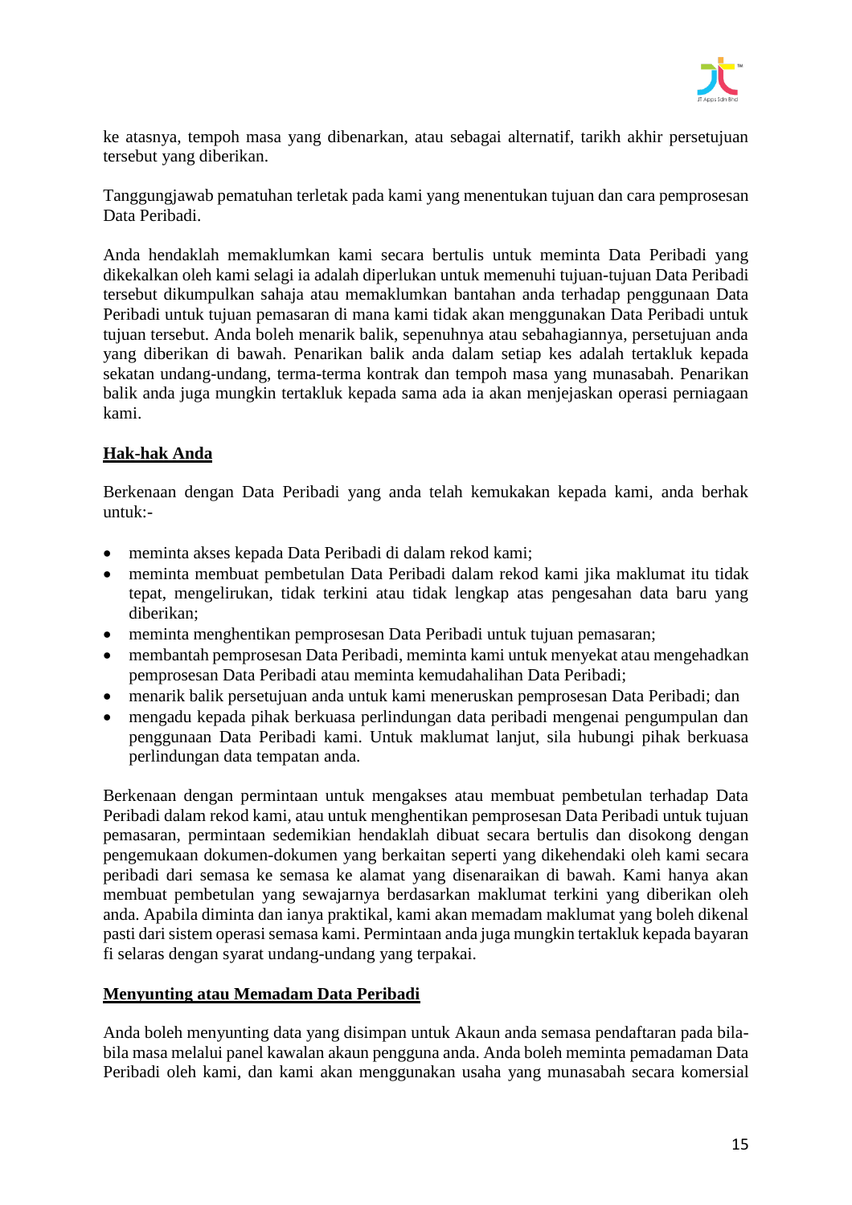ke atasnya, tempoh masa yang dibenarkan, atau sebagai alternatif, tarikh akhir persetujuan tersebut yang diberikan.

Tanggungjawab pematuhan terletak pada kami yang menentukan tujuan dan cara pemprosesan Data Peribadi.

Anda hendaklah memaklumkan kami secara bertulis untuk meminta Data Peribadi yang dikekalkan oleh kami selagi ia adalah diperlukan untuk memenuhi tujuan-tujuan Data Peribadi tersebut dikumpulkan sahaja atau memaklumkan bantahan anda terhadap penggunaan Data Peribadi untuk tujuan pemasaran di mana kami tidak akan menggunakan Data Peribadi untuk tujuan tersebut. Anda boleh menarik balik, sepenuhnya atau sebahagiannya, persetujuan anda yang diberikan di bawah. Penarikan balik anda dalam setiap kes adalah tertakluk kepada sekatan undang-undang, terma-terma kontrak dan tempoh masa yang munasabah. Penarikan balik anda juga mungkin tertakluk kepada sama ada ia akan menjejaskan operasi perniagaan kami.

**Hak-hak Anda**

Berkenaan dengan Data Peribadi yang anda telah kemukakan kepada kami, anda berhak untuk:-

- meminta akses kepada Data Peribadi di dalam rekod kami;
- meminta membuat pembetulan Data Peribadi dalam rekod kami jika maklumat itu tidak tepat, mengelirukan, tidak terkini atau tidak lengkap atas pengesahan data baru yang diberikan;
- meminta menghentikan pemprosesan Data Peribadi untuk tujuan pemasaran;
- membantah pemprosesan Data Peribadi, meminta kami untuk menyekat atau mengehadkan pemprosesan Data Peribadi atau meminta kemudahalihan Data Peribadi;
- menarik balik persetujuan anda untuk kami meneruskan pemprosesan Data Peribadi; dan
- mengadu kepada pihak berkuasa perlindungan data peribadi mengenai pengumpulan dan penggunaan Data Peribadi kami. Untuk maklumat lanjut, sila hubungi pihak berkuasa perlindungan data tempatan anda.

Berkenaan dengan permintaan untuk mengakses atau membuat pembetulan terhadap Data Peribadi dalam rekod kami, atau untuk menghentikan pemprosesan Data Peribadi untuk tujuan pemasaran, permintaan sedemikian hendaklah dibuat secara bertulis dan disokong dengan pengemukaan dokumen-dokumen yang berkaitan seperti yang dikehendaki oleh kami secara peribadi dari semasa ke semasa ke alamat yang disenaraikan di bawah. Kami hanya akan membuat pembetulan yang sewajarnya berdasarkan maklumat terkini yang diberikan oleh anda. Apabila diminta dan ianya praktikal, kami akan memadam maklumat yang boleh dikenal pasti dari sistem operasi semasa kami. Permintaan anda juga mungkin tertakluk kepada bayaran fi selaras dengan syarat undang-undang yang terpakai.

**Menyunting atau Memadam Data Peribadi**

Anda boleh menyunting data yang disimpan untuk Akaun anda semasa pendaftaran pada bila-bila masa melalui panel kawalan akaun pengguna anda. Anda boleh meminta pemadaman Data Peribadi oleh kami, dan kami akan menggunakan usaha yang munasabah secara komersial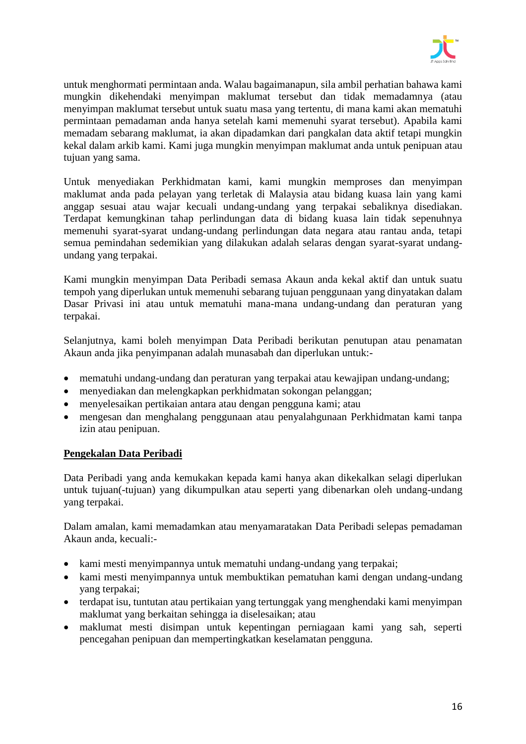untuk menghormati permintaan anda. Walau bagaimanapun, sila ambil perhatian bahawa kami mungkin dikehendaki menyimpan maklumat tersebut dan tidak memadamnya (atau menyimpan maklumat tersebut untuk suatu masa yang tertentu, di mana kami akan mematuhi permintaan pemadaman anda hanya setelah kami memenuhi syarat tersebut). Apabila kami memadam sebarang maklumat, ia akan dipadamkan dari pangkalan data aktif tetapi mungkin kekal dalam arkib kami. Kami juga mungkin menyimpan maklumat anda untuk penipuan atau tujuan yang sama.

Untuk menyediakan Perkhidmatan kami, kami mungkin memproses dan menyimpan maklumat anda pada pelayan yang terletak di Malaysia atau bidang kuasa lain yang kami anggap sesuai atau wajar kecuali undang-undang yang terpakai sebaliknya disediakan. Terdapat kemungkinan tahap perlindungan data di bidang kuasa lain tidak sepenuhnya memenuhi syarat-syarat undang-undang perlindungan data negara atau rantau anda, tetapi semua pemindahan sedemikian yang dilakukan adalah selaras dengan syarat-syarat undang-undang yang terpakai.

Kami mungkin menyimpan Data Peribadi semasa Akaun anda kekal aktif dan untuk suatu tempoh yang diperlukan untuk memenuhi sebarang tujuan penggunaan yang dinyatakan dalam Dasar Privasi ini atau untuk mematuhi mana-mana undang-undang dan peraturan yang terpakai.

Selanjutnya, kami boleh menyimpan Data Peribadi berikutan penutupan atau penamatan Akaun anda jika penyimpanan adalah munasabah dan diperlukan untuk:-

- mematuhi undang-undang dan peraturan yang terpakai atau kewajipan undang-undang;
- menyediakan dan melengkapkan perkhidmatan sokongan pelanggan;
- menyelesaikan pertikaian antara atau dengan pengguna kami; atau
- mengesan dan menghalang penggunaan atau penyalahgunaan Perkhidmatan kami tanpa izin atau penipuan.

**<u>Pengekalan Data Peribadi</u>**

Data Peribadi yang anda kemukakan kepada kami hanya akan dikekalkan selagi diperlukan untuk tujuan(-tujuan) yang dikumpulkan atau seperti yang dibenarkan oleh undang-undang yang terpakai.

Dalam amalan, kami memadamkan atau menyamaratakan Data Peribadi selepas pemadaman Akaun anda, kecuali:-

- kami mesti menyimpannya untuk mematuhi undang-undang yang terpakai;
- kami mesti menyimpannya untuk membuktikan pematuhan kami dengan undang-undang yang terpakai;
- terdapat isu, tuntutan atau pertikaian yang tertunggak yang menghendaki kami menyimpan maklumat yang berkaitan sehingga ia diselesaikan; atau
- maklumat mesti disimpan untuk kepentingan perniagaan kami yang sah, seperti pencegahan penipuan dan mempertingkatkan keselamatan pengguna.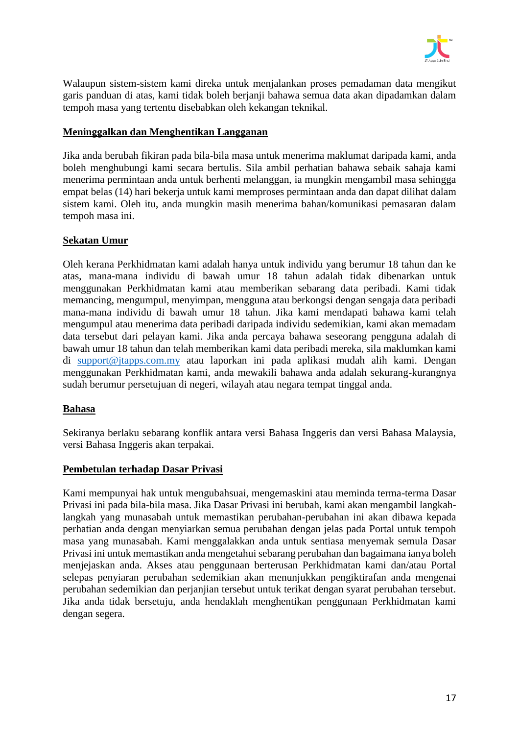Walaupun sistem-sistem kami direka untuk menjalankan proses pemadaman data mengikut garis panduan di atas, kami tidak boleh berjanji bahawa semua data akan dipadamkan dalam tempoh masa yang tertentu disebabkan oleh kekangan teknikal.

**Meninggalkan dan Menghentikan Langganan**

Jika anda berubah fikiran pada bila-bila masa untuk menerima maklumat daripada kami, anda boleh menghubungi kami secara bertulis. Sila ambil perhatian bahawa sebaik sahaja kami menerima permintaan anda untuk berhenti melanggan, ia mungkin mengambil masa sehingga empat belas (14) hari bekerja untuk kami memproses permintaan anda dan dapat dilihat dalam sistem kami. Oleh itu, anda mungkin masih menerima bahan/komunikasi pemasaran dalam tempoh masa ini.

**Sekatan Umur**

Oleh kerana Perkhidmatan kami adalah hanya untuk individu yang berumur 18 tahun dan ke atas, mana-mana individu di bawah umur 18 tahun adalah tidak dibenarkan untuk menggunakan Perkhidmatan kami atau memberikan sebarang data peribadi. Kami tidak memancing, mengumpul, menyimpan, mengguna atau berkongsi dengan sengaja data peribadi mana-mana individu di bawah umur 18 tahun. Jika kami mendapati bahawa kami telah mengumpul atau menerima data peribadi daripada individu sedemikian, kami akan memadam data tersebut dari pelayan kami. Jika anda percaya bahawa seseorang pengguna adalah di bawah umur 18 tahun dan telah memberikan kami data peribadi mereka, sila maklumkan kami di support@jtapps.com.my atau laporkan ini pada aplikasi mudah alih kami. Dengan menggunakan Perkhidmatan kami, anda mewakili bahawa anda adalah sekurang-kurangnya sudah berumur persetujuan di negeri, wilayah atau negara tempat tinggal anda.

**Bahasa**

Sekiranya berlaku sebarang konflik antara versi Bahasa Inggeris dan versi Bahasa Malaysia, versi Bahasa Inggeris akan terpakai.

**Pembetulan terhadap Dasar Privasi**

Kami mempunyai hak untuk mengubahsuai, mengemaskini atau meminda terma-terma Dasar Privasi ini pada bila-bila masa. Jika Dasar Privasi ini berubah, kami akan mengambil langkah-langkah yang munasabah untuk memastikan perubahan-perubahan ini akan dibawa kepada perhatian anda dengan menyiarkan semua perubahan dengan jelas pada Portal untuk tempoh masa yang munasabah. Kami menggalakkan anda untuk sentiasa menyemak semula Dasar Privasi ini untuk memastikan anda mengetahui sebarang perubahan dan bagaimana ianya boleh menjejaskan anda. Akses atau penggunaan berterusan Perkhidmatan kami dan/atau Portal selepas penyiaran perubahan sedemikian akan menunjukkan pengiktirafan anda mengenai perubahan sedemikian dan perjanjian tersebut untuk terikat dengan syarat perubahan tersebut. Jika anda tidak bersetuju, anda hendaklah menghentikan penggunaan Perkhidmatan kami dengan segera.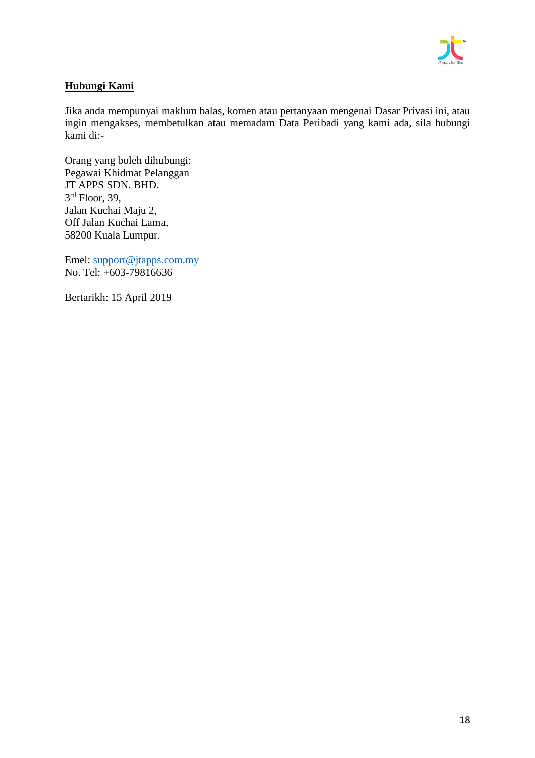## Hubungi Kami

Jika anda mempunyai maklum balas, komen atau pertanyaan mengenai Dasar Privasi ini, atau ingin mengakses, membetulkan atau memadam Data Peribadi yang kami ada, sila hubungi kami di:-

Orang yang boleh dihubungi:
Pegawai Khidmat Pelanggan
JT APPS SDN. BHD.
3rd Floor, 39,
Jalan Kuchai Maju 2,
Off Jalan Kuchai Lama,
58200 Kuala Lumpur.

Emel: support@jtapps.com.my
No. Tel: +603-79816636

Bertarikh: 15 April 2019